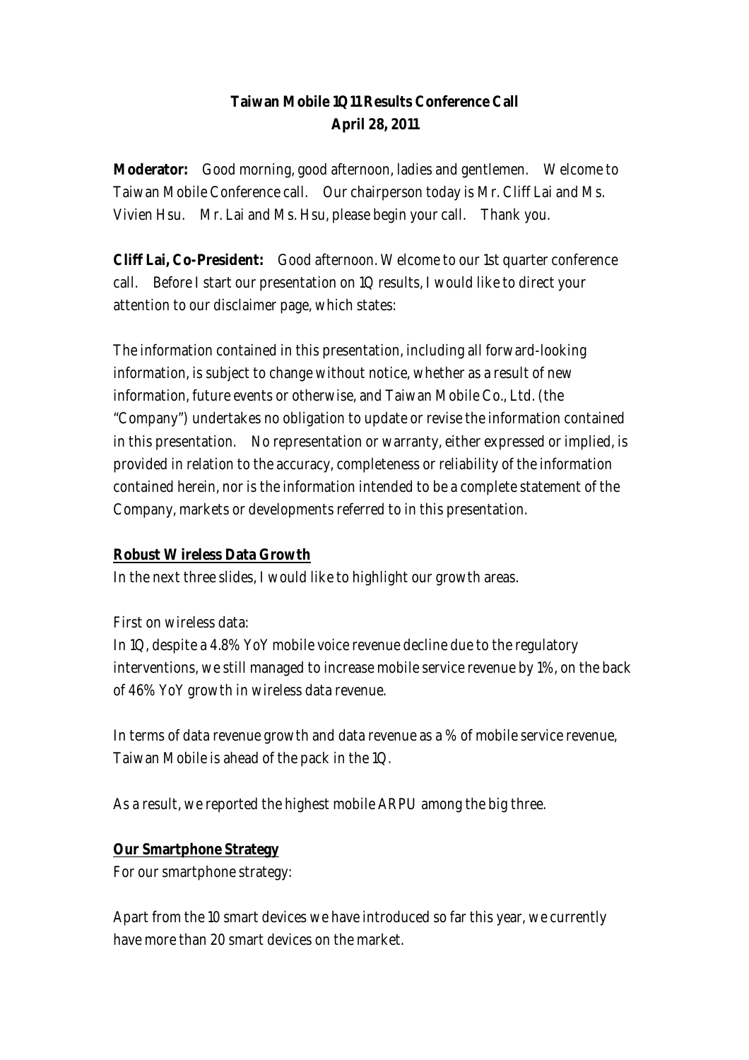**Taiwan Mobile 1Q11 Results Conference Call**
**April 28, 2011**

**Moderator:** Good morning, good afternoon, ladies and gentlemen. Welcome to Taiwan Mobile Conference call. Our chairperson today is Mr. Cliff Lai and Ms. Vivien Hsu. Mr. Lai and Ms. Hsu, please begin your call. Thank you.

**Cliff Lai, Co-President:** Good afternoon. Welcome to our 1st quarter conference call. Before I start our presentation on 1Q results, I would like to direct your attention to our disclaimer page, which states:

The information contained in this presentation, including all forward-looking information, is subject to change without notice, whether as a result of new information, future events or otherwise, and Taiwan Mobile Co., Ltd. (the "Company") undertakes no obligation to update or revise the information contained in this presentation. No representation or warranty, either expressed or implied, is provided in relation to the accuracy, completeness or reliability of the information contained herein, nor is the information intended to be a complete statement of the Company, markets or developments referred to in this presentation.

**Robust Wireless Data Growth**

In the next three slides, I would like to highlight our growth areas.

First on wireless data:

In 1Q, despite a 4.8% YoY mobile voice revenue decline due to the regulatory interventions, we still managed to increase mobile service revenue by 1%, on the back of 46% YoY growth in wireless data revenue.

In terms of data revenue growth and data revenue as a % of mobile service revenue, Taiwan Mobile is ahead of the pack in the 1Q.

As a result, we reported the highest mobile ARPU among the big three.

**Our Smartphone Strategy**

For our smartphone strategy:

Apart from the 10 smart devices we have introduced so far this year, we currently have more than 20 smart devices on the market.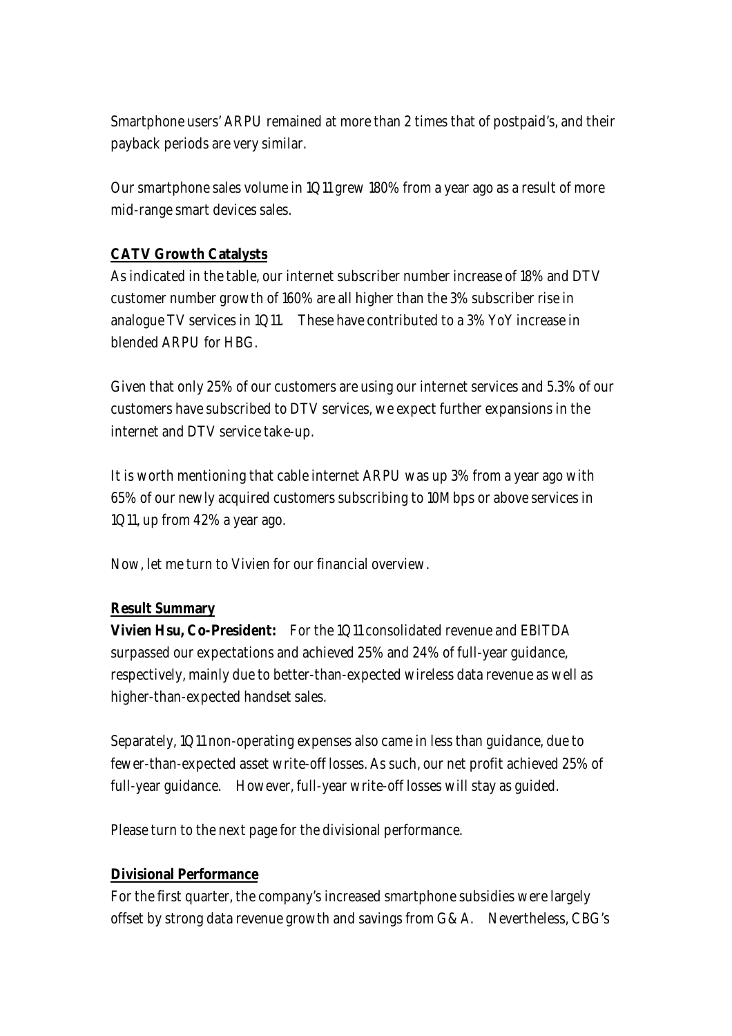Smartphone users' ARPU remained at more than 2 times that of postpaid's, and their payback periods are very similar.

Our smartphone sales volume in 1Q11 grew 180% from a year ago as a result of more mid-range smart devices sales.

**CATV Growth Catalysts**

As indicated in the table, our internet subscriber number increase of 18% and DTV customer number growth of 160% are all higher than the 3% subscriber rise in analogue TV services in 1Q11. These have contributed to a 3% YoY increase in blended ARPU for HBG.

Given that only 25% of our customers are using our internet services and 5.3% of our customers have subscribed to DTV services, we expect further expansions in the internet and DTV service take-up.

It is worth mentioning that cable internet ARPU was up 3% from a year ago with 65% of our newly acquired customers subscribing to 10Mbps or above services in 1Q11, up from 42% a year ago.

Now, let me turn to Vivien for our financial overview.

**Result Summary**

**Vivien Hsu, Co-President:** For the 1Q11 consolidated revenue and EBITDA surpassed our expectations and achieved 25% and 24% of full-year guidance, respectively, mainly due to better-than-expected wireless data revenue as well as higher-than-expected handset sales.

Separately, 1Q11 non-operating expenses also came in less than guidance, due to fewer-than-expected asset write-off losses. As such, our net profit achieved 25% of full-year guidance. However, full-year write-off losses will stay as guided.

Please turn to the next page for the divisional performance.

**Divisional Performance**

For the first quarter, the company's increased smartphone subsidies were largely offset by strong data revenue growth and savings from G&A. Nevertheless, CBG's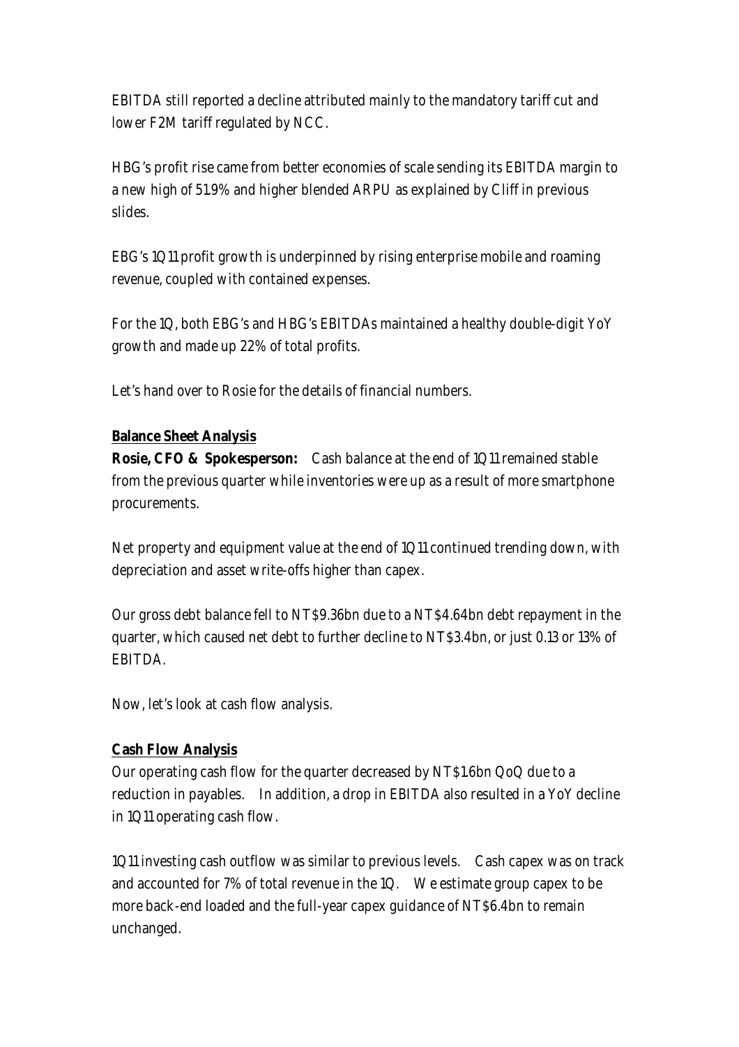EBITDA still reported a decline attributed mainly to the mandatory tariff cut and lower F2M tariff regulated by NCC.

HBG's profit rise came from better economies of scale sending its EBITDA margin to a new high of 51.9% and higher blended ARPU as explained by Cliff in previous slides.

EBG's 1Q11 profit growth is underpinned by rising enterprise mobile and roaming revenue, coupled with contained expenses.

For the 1Q, both EBG's and HBG's EBITDAs maintained a healthy double-digit YoY growth and made up 22% of total profits.

Let's hand over to Rosie for the details of financial numbers.

**Balance Sheet Analysis**

**Rosie, CFO & Spokesperson:** Cash balance at the end of 1Q11 remained stable from the previous quarter while inventories were up as a result of more smartphone procurements.

Net property and equipment value at the end of 1Q11 continued trending down, with depreciation and asset write-offs higher than capex.

Our gross debt balance fell to NT$9.36bn due to a NT$4.64bn debt repayment in the quarter, which caused net debt to further decline to NT$3.4bn, or just 0.13 or 13% of EBITDA.

Now, let's look at cash flow analysis.

**Cash Flow Analysis**

Our operating cash flow for the quarter decreased by NT$1.6bn QoQ due to a reduction in payables. In addition, a drop in EBITDA also resulted in a YoY decline in 1Q11 operating cash flow.

1Q11 investing cash outflow was similar to previous levels. Cash capex was on track and accounted for 7% of total revenue in the 1Q. We estimate group capex to be more back-end loaded and the full-year capex guidance of NT$6.4bn to remain unchanged.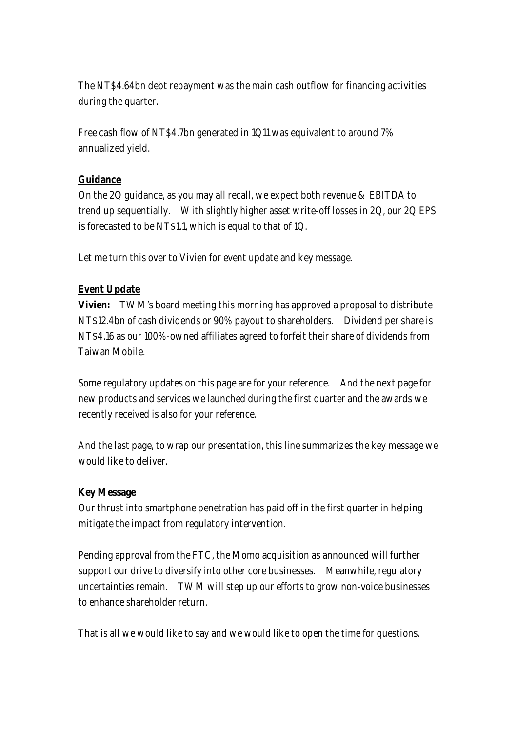The NT$4.64bn debt repayment was the main cash outflow for financing activities during the quarter.

Free cash flow of NT$4.7bn generated in 1Q11 was equivalent to around 7% annualized yield.

**Guidance**

On the 2Q guidance, as you may all recall, we expect both revenue & EBITDA to trend up sequentially. With slightly higher asset write-off losses in 2Q, our 2Q EPS is forecasted to be NT$1.1, which is equal to that of 1Q.

Let me turn this over to Vivien for event update and key message.

**Event Update**

**Vivien:** TWM's board meeting this morning has approved a proposal to distribute NT$12.4bn of cash dividends or 90% payout to shareholders. Dividend per share is NT$4.16 as our 100%-owned affiliates agreed to forfeit their share of dividends from Taiwan Mobile.

Some regulatory updates on this page are for your reference. And the next page for new products and services we launched during the first quarter and the awards we recently received is also for your reference.

And the last page, to wrap our presentation, this line summarizes the key message we would like to deliver.

**Key Message**

Our thrust into smartphone penetration has paid off in the first quarter in helping mitigate the impact from regulatory intervention.

Pending approval from the FTC, the Momo acquisition as announced will further support our drive to diversify into other core businesses. Meanwhile, regulatory uncertainties remain. TWM will step up our efforts to grow non-voice businesses to enhance shareholder return.

That is all we would like to say and we would like to open the time for questions.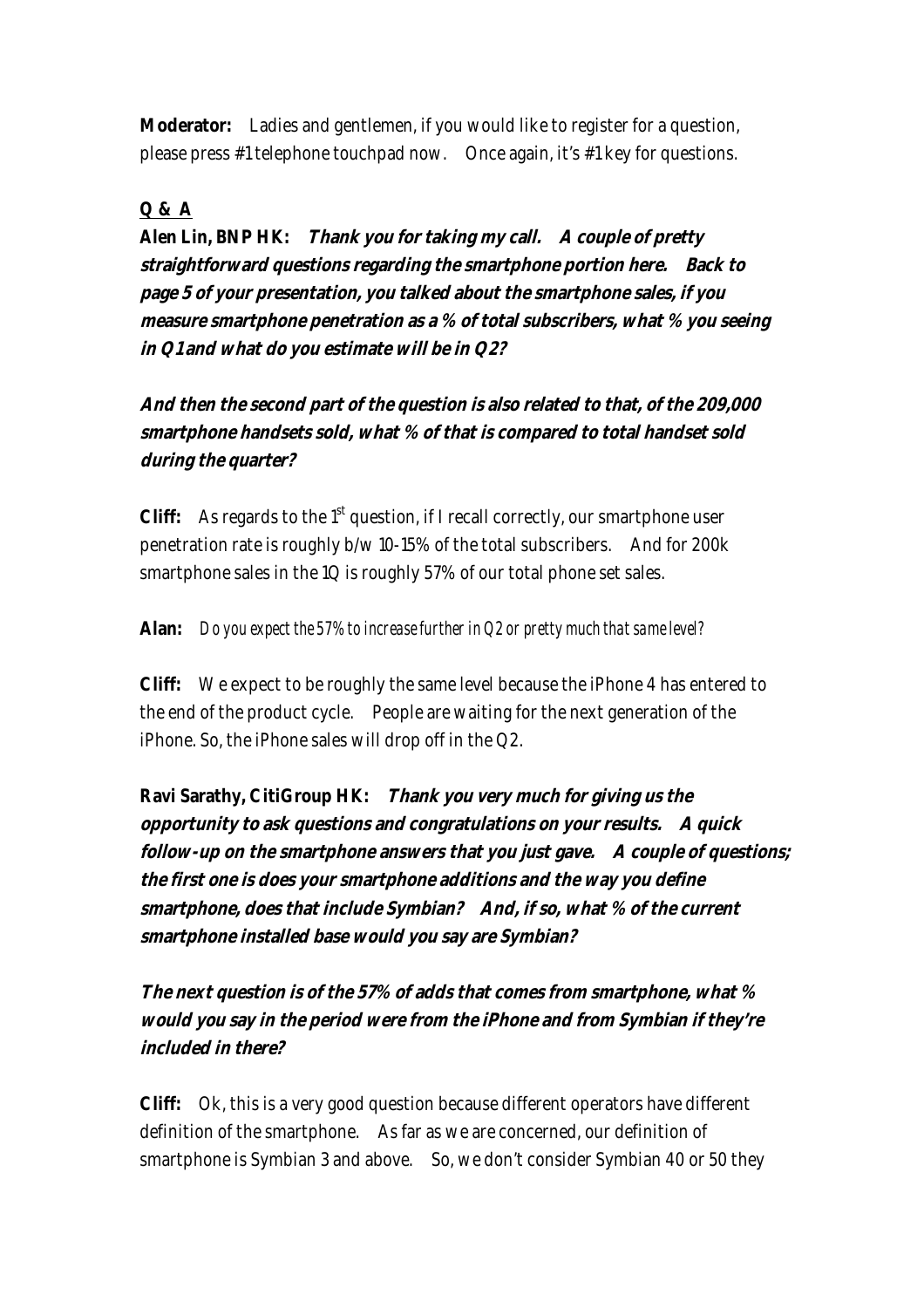**Moderator:** Ladies and gentlemen, if you would like to register for a question, please press #1 telephone touchpad now. Once again, it's #1 key for questions.

**Q & A**

**Alen Lin, BNP HK:** ***Thank you for taking my call. A couple of pretty straightforward questions regarding the smartphone portion here. Back to page 5 of your presentation, you talked about the smartphone sales, if you measure smartphone penetration as a % of total subscribers, what % you seeing in Q1 and what do you estimate will be in Q2?***

***And then the second part of the question is also related to that, of the 209,000 smartphone handsets sold, what % of that is compared to total handset sold during the quarter?***

**Cliff:** As regards to the 1st question, if I recall correctly, our smartphone user penetration rate is roughly b/w 10-15% of the total subscribers. And for 200k smartphone sales in the 1Q is roughly 57% of our total phone set sales.

**Alan:** *Do you expect the 57% to increase further in Q2 or pretty much that same level?*

**Cliff:** We expect to be roughly the same level because the iPhone 4 has entered to the end of the product cycle. People are waiting for the next generation of the iPhone. So, the iPhone sales will drop off in the Q2.

**Ravi Sarathy, CitiGroup HK:** ***Thank you very much for giving us the opportunity to ask questions and congratulations on your results. A quick follow-up on the smartphone answers that you just gave. A couple of questions; the first one is does your smartphone additions and the way you define smartphone, does that include Symbian? And, if so, what % of the current smartphone installed base would you say are Symbian?***

***The next question is of the 57% of adds that comes from smartphone, what % would you say in the period were from the iPhone and from Symbian if they're included in there?***

**Cliff:** Ok, this is a very good question because different operators have different definition of the smartphone. As far as we are concerned, our definition of smartphone is Symbian 3 and above. So, we don't consider Symbian 40 or 50 they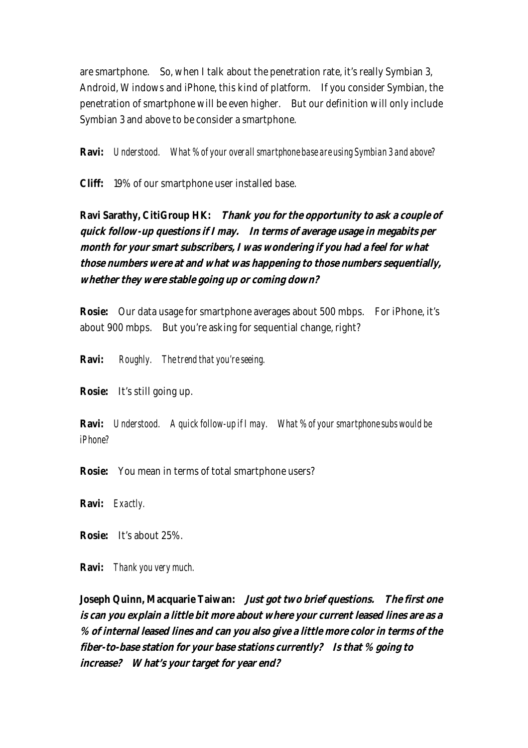are smartphone. So, when I talk about the penetration rate, it's really Symbian 3, Android, Windows and iPhone, this kind of platform. If you consider Symbian, the penetration of smartphone will be even higher. But our definition will only include Symbian 3 and above to be consider a smartphone.

**Ravi:** *Understood. What % of your overall smartphone base are using Symbian 3 and above?*

**Cliff:** 19% of our smartphone user installed base.

**Ravi Sarathy, CitiGroup HK:** ***Thank you for the opportunity to ask a couple of quick follow-up questions if I may. In terms of average usage in megabits per month for your smart subscribers, I was wondering if you had a feel for what those numbers were at and what was happening to those numbers sequentially, whether they were stable going up or coming down?***

**Rosie:** Our data usage for smartphone averages about 500 mbps. For iPhone, it's about 900 mbps. But you're asking for sequential change, right?

**Ravi:** *Roughly. The trend that you're seeing.*

**Rosie:** It's still going up.

**Ravi:** *Understood. A quick follow-up if I may. What % of your smartphone subs would be iPhone?*

**Rosie:** You mean in terms of total smartphone users?

**Ravi:** *Exactly.*

**Rosie:** It's about 25%.

**Ravi:** *Thank you very much.*

**Joseph Quinn, Macquarie Taiwan:** ***Just got two brief questions. The first one is can you explain a little bit more about where your current leased lines are as a % of internal leased lines and can you also give a little more color in terms of the fiber-to-base station for your base stations currently? Is that % going to increase? What's your target for year end?***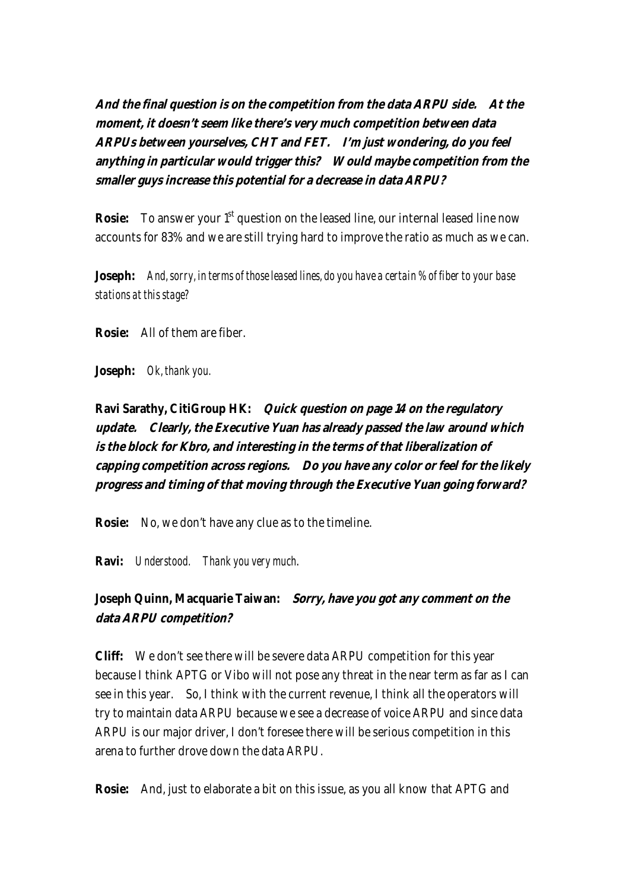**And the final question is on the competition from the data ARPU side. At the moment, it doesn't seem like there's very much competition between data ARPUs between yourselves, CHT and FET. I'm just wondering, do you feel anything in particular would trigger this? Would maybe competition from the smaller guys increase this potential for a decrease in data ARPU?**

**Rosie:** To answer your 1st question on the leased line, our internal leased line now accounts for 83% and we are still trying hard to improve the ratio as much as we can.

**Joseph:** *And, sorry, in terms of those leased lines, do you have a certain % of fiber to your base stations at this stage?*

**Rosie:** All of them are fiber.

**Joseph:** *Ok, thank you.*

**Ravi Sarathy, CitiGroup HK: Quick question on page 14 on the regulatory update. Clearly, the Executive Yuan has already passed the law around which is the block for Kbro, and interesting in the terms of that liberalization of capping competition across regions. Do you have any color or feel for the likely progress and timing of that moving through the Executive Yuan going forward?**

**Rosie:** No, we don't have any clue as to the timeline.

**Ravi:** *Understood. Thank you very much.*

**Joseph Quinn, Macquarie Taiwan: Sorry, have you got any comment on the data ARPU competition?**

**Cliff:** We don't see there will be severe data ARPU competition for this year because I think APTG or Vibo will not pose any threat in the near term as far as I can see in this year. So, I think with the current revenue, I think all the operators will try to maintain data ARPU because we see a decrease of voice ARPU and since data ARPU is our major driver, I don't foresee there will be serious competition in this arena to further drove down the data ARPU.

**Rosie:** And, just to elaborate a bit on this issue, as you all know that APTG and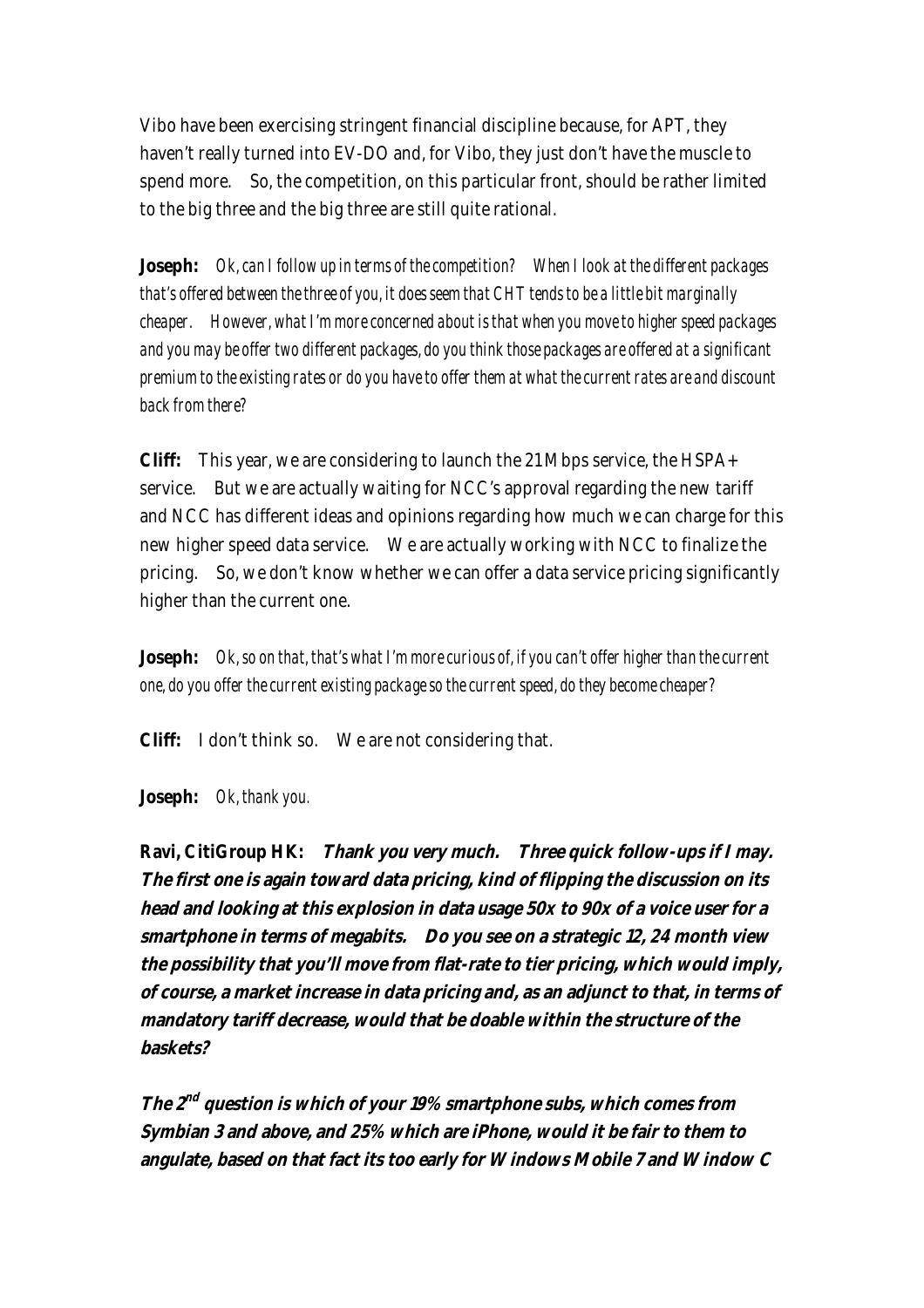Vibo have been exercising stringent financial discipline because, for APT, they haven't really turned into EV-DO and, for Vibo, they just don't have the muscle to spend more. So, the competition, on this particular front, should be rather limited to the big three and the big three are still quite rational.

**Joseph:** *Ok, can I follow up in terms of the competition? When I look at the different packages that's offered between the three of you, it does seem that CHT tends to be a little bit marginally cheaper. However, what I'm more concerned about is that when you move to higher speed packages and you may be offer two different packages, do you think those packages are offered at a significant premium to the existing rates or do you have to offer them at what the current rates are and discount back from there?*

**Cliff:** This year, we are considering to launch the 21Mbps service, the HSPA+ service. But we are actually waiting for NCC's approval regarding the new tariff and NCC has different ideas and opinions regarding how much we can charge for this new higher speed data service. We are actually working with NCC to finalize the pricing. So, we don't know whether we can offer a data service pricing significantly higher than the current one.

**Joseph:** *Ok, so on that, that's what I'm more curious of, if you can't offer higher than the current one, do you offer the current existing package so the current speed, do they become cheaper?*

**Cliff:** I don't think so. We are not considering that.

**Joseph:** *Ok, thank you.*

**Ravi, CitiGroup HK:** ***Thank you very much. Three quick follow-ups if I may. The first one is again toward data pricing, kind of flipping the discussion on its head and looking at this explosion in data usage 50x to 90x of a voice user for a smartphone in terms of megabits. Do you see on a strategic 12, 24 month view the possibility that you'll move from flat-rate to tier pricing, which would imply, of course, a market increase in data pricing and, as an adjunct to that, in terms of mandatory tariff decrease, would that be doable within the structure of the baskets?***

***The 2nd question is which of your 19% smartphone subs, which comes from Symbian 3 and above, and 25% which are iPhone, would it be fair to them to angulate, based on that fact its too early for Windows Mobile 7 and Window C***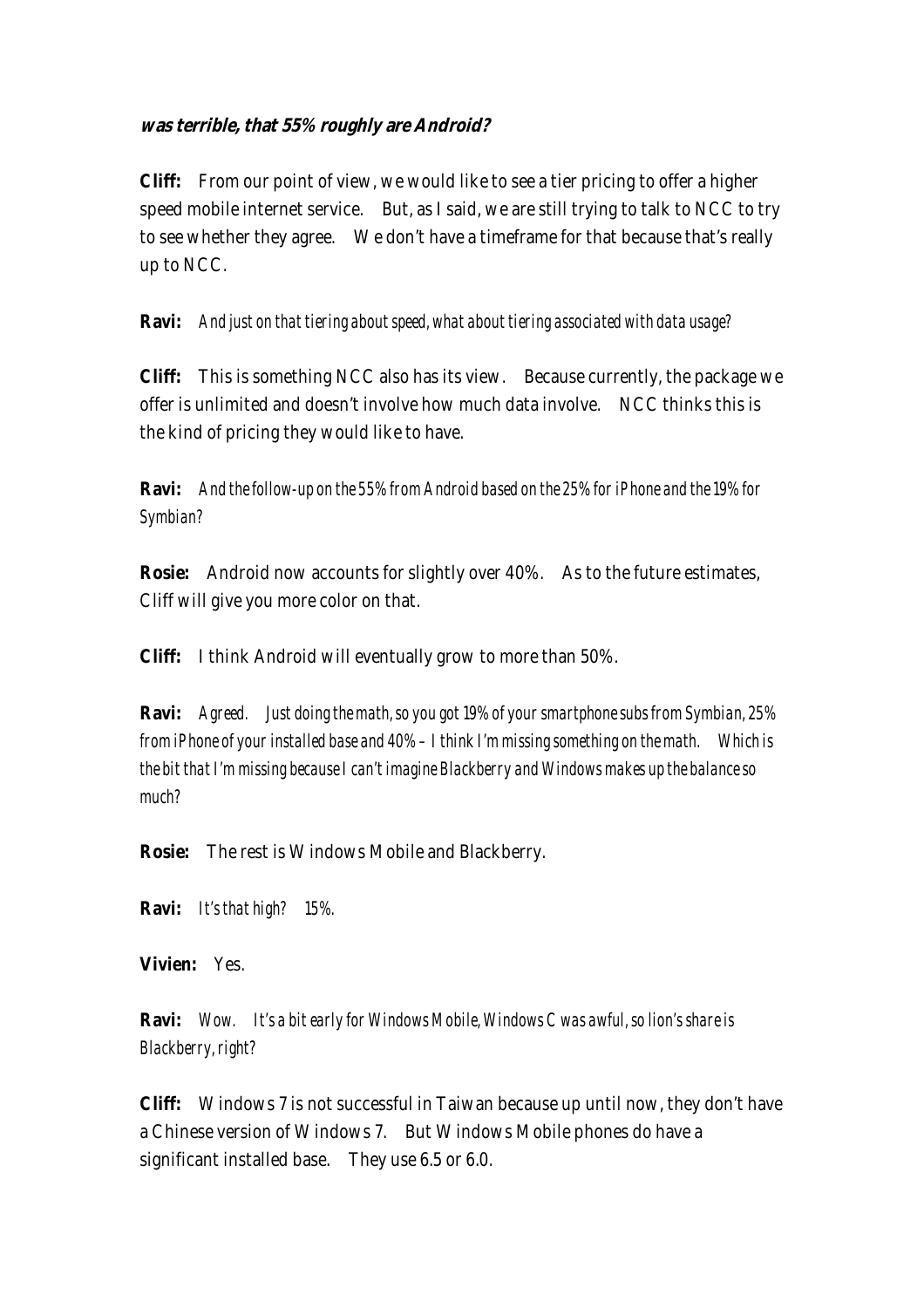***was terrible, that 55% roughly are Android?***

**Cliff:** From our point of view, we would like to see a tier pricing to offer a higher speed mobile internet service. But, as I said, we are still trying to talk to NCC to try to see whether they agree. We don't have a timeframe for that because that's really up to NCC.

**Ravi:** *And just on that tiering about speed, what about tiering associated with data usage?*

**Cliff:** This is something NCC also has its view. Because currently, the package we offer is unlimited and doesn't involve how much data involve. NCC thinks this is the kind of pricing they would like to have.

**Ravi:** *And the follow-up on the 55% from Android based on the 25% for iPhone and the 19% for Symbian?*

**Rosie:** Android now accounts for slightly over 40%. As to the future estimates, Cliff will give you more color on that.

**Cliff:** I think Android will eventually grow to more than 50%.

**Ravi:** *Agreed. Just doing the math, so you got 19% of your smartphone subs from Symbian, 25% from iPhone of your installed base and 40% – I think I'm missing something on the math. Which is the bit that I'm missing because I can't imagine Blackberry and Windows makes up the balance so much?*

**Rosie:** The rest is Windows Mobile and Blackberry.

**Ravi:** *It's that high? 15%.*

**Vivien:** Yes.

**Ravi:** *Wow. It's a bit early for Windows Mobile, Windows C was awful, so lion's share is Blackberry, right?*

**Cliff:** Windows 7 is not successful in Taiwan because up until now, they don't have a Chinese version of Windows 7. But Windows Mobile phones do have a significant installed base. They use 6.5 or 6.0.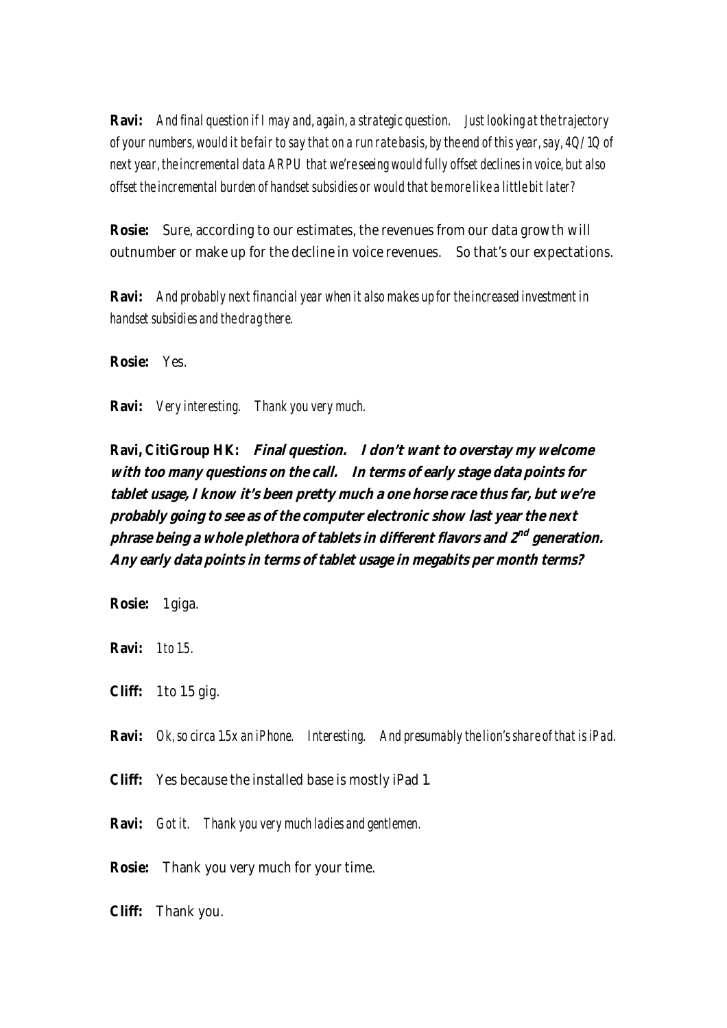**Ravi:** *And final question if I may and, again, a strategic question. Just looking at the trajectory of your numbers, would it be fair to say that on a run rate basis, by the end of this year, say, 4Q/1Q of next year, the incremental data ARPU that we're seeing would fully offset declines in voice, but also offset the incremental burden of handset subsidies or would that be more like a little bit later?*

**Rosie:** Sure, according to our estimates, the revenues from our data growth will outnumber or make up for the decline in voice revenues. So that's our expectations.

**Ravi:** *And probably next financial year when it also makes up for the increased investment in handset subsidies and the drag there.*

**Rosie:** Yes.

**Ravi:** *Very interesting. Thank you very much.*

**Ravi, CitiGroup HK:** ***Final question. I don't want to overstay my welcome with too many questions on the call. In terms of early stage data points for tablet usage, I know it's been pretty much a one horse race thus far, but we're probably going to see as of the computer electronic show last year the next phrase being a whole plethora of tablets in different flavors and 2nd generation. Any early data points in terms of tablet usage in megabits per month terms?***

**Rosie:** 1 giga.

**Ravi:** *1 to 1.5.*

**Cliff:** 1 to 1.5 gig.

**Ravi:** *Ok, so circa 1.5x an iPhone. Interesting. And presumably the lion's share of that is iPad.*

**Cliff:** Yes because the installed base is mostly iPad 1.

**Ravi:** *Got it. Thank you very much ladies and gentlemen.*

**Rosie:** Thank you very much for your time.

**Cliff:** Thank you.